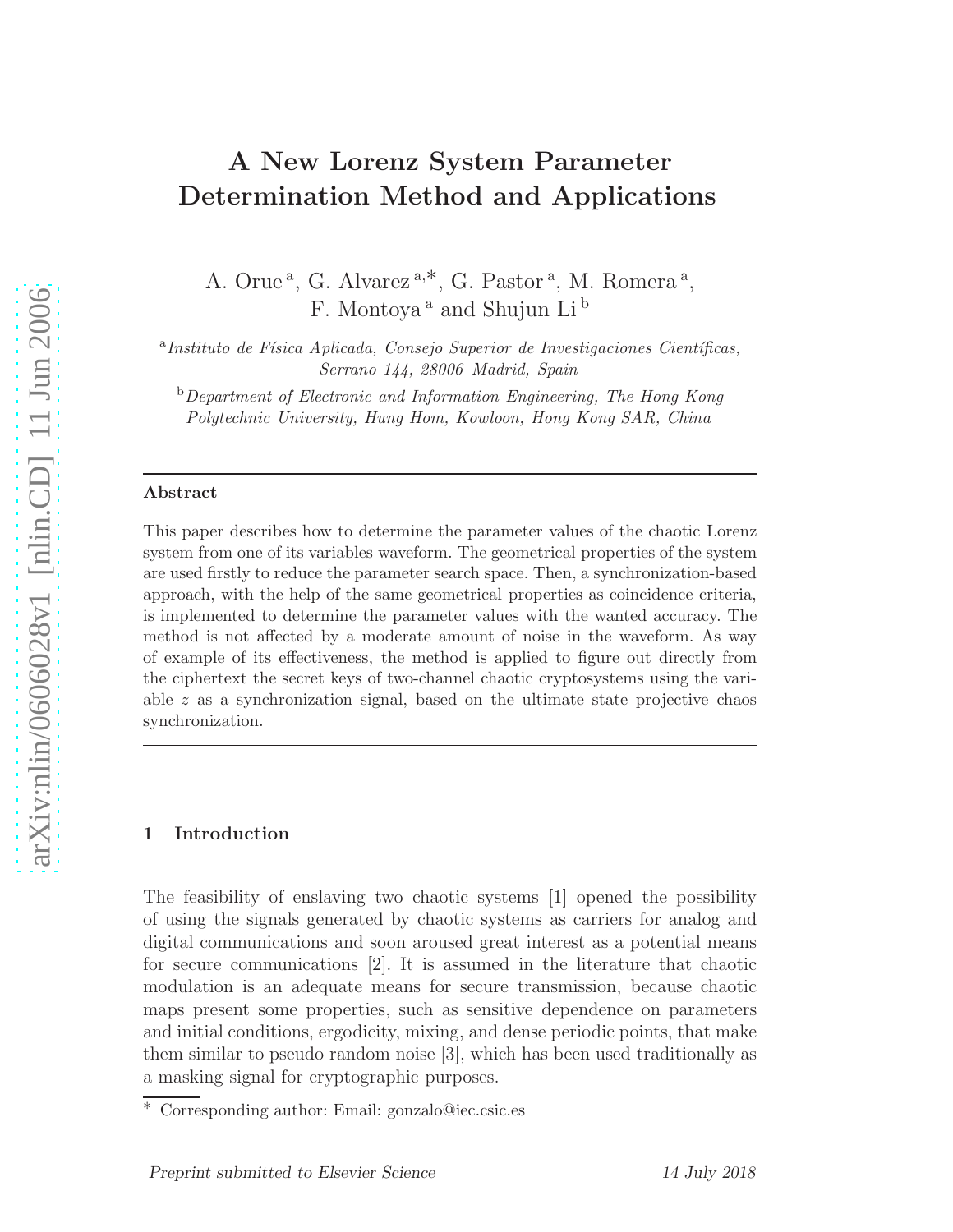# A New Lorenz System Parameter Determination Method and Applications

A. Orue [a], G. Alvarez [a,*], G. Pastor [a], M. Romera [a], F. Montoya [a] and Shujun Li [b]

[a] *Instituto de Física Aplicada, Consejo Superior de Investigaciones Científicas, Serrano 144, 28006–Madrid, Spain*

[b] *Department of Electronic and Information Engineering, The Hong Kong Polytechnic University, Hung Hom, Kowloon, Hong Kong SAR, China*

---

**Abstract**

This paper describes how to determine the parameter values of the chaotic Lorenz system from one of its variables waveform. The geometrical properties of the system are used firstly to reduce the parameter search space. Then, a synchronization-based approach, with the help of the same geometrical properties as coincidence criteria, is implemented to determine the parameter values with the wanted accuracy. The method is not affected by a moderate amount of noise in the waveform. As way of example of its effectiveness, the method is applied to figure out directly from the ciphertext the secret keys of two-channel chaotic cryptosystems using the variable $z$ as a synchronization signal, based on the ultimate state projective chaos synchronization.

---

## 1 Introduction

The feasibility of enslaving two chaotic systems [1] opened the possibility of using the signals generated by chaotic systems as carriers for analog and digital communications and soon aroused great interest as a potential means for secure communications [2]. It is assumed in the literature that chaotic modulation is an adequate means for secure transmission, because chaotic maps present some properties, such as sensitive dependence on parameters and initial conditions, ergodicity, mixing, and dense periodic points, that make them similar to pseudo random noise [3], which has been used traditionally as a masking signal for cryptographic purposes.

* Corresponding author: Email: gonzalo@iec.csic.es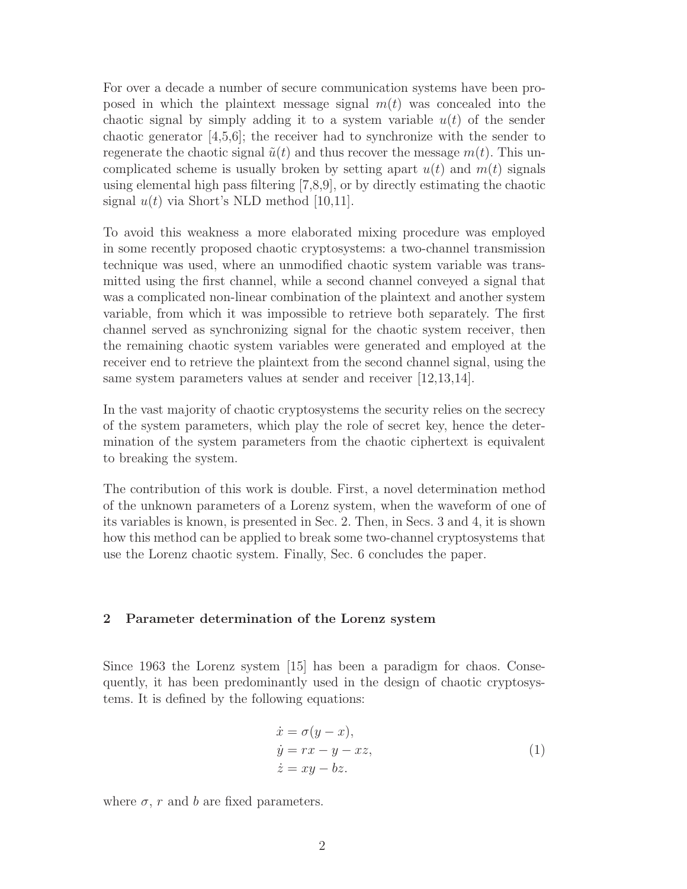For over a decade a number of secure communication systems have been proposed in which the plaintext message signal $m(t)$ was concealed into the chaotic signal by simply adding it to a system variable $u(t)$ of the sender chaotic generator [4,5,6]; the receiver had to synchronize with the sender to regenerate the chaotic signal $\tilde{u}(t)$ and thus recover the message $m(t)$. This uncomplicated scheme is usually broken by setting apart $u(t)$ and $m(t)$ signals using elemental high pass filtering [7,8,9], or by directly estimating the chaotic signal $u(t)$ via Short's NLD method [10,11].

To avoid this weakness a more elaborated mixing procedure was employed in some recently proposed chaotic cryptosystems: a two-channel transmission technique was used, where an unmodified chaotic system variable was transmitted using the first channel, while a second channel conveyed a signal that was a complicated non-linear combination of the plaintext and another system variable, from which it was impossible to retrieve both separately. The first channel served as synchronizing signal for the chaotic system receiver, then the remaining chaotic system variables were generated and employed at the receiver end to retrieve the plaintext from the second channel signal, using the same system parameters values at sender and receiver [12,13,14].

In the vast majority of chaotic cryptosystems the security relies on the secrecy of the system parameters, which play the role of secret key, hence the determination of the system parameters from the chaotic ciphertext is equivalent to breaking the system.

The contribution of this work is double. First, a novel determination method of the unknown parameters of a Lorenz system, when the waveform of one of its variables is known, is presented in Sec. 2. Then, in Secs. 3 and 4, it is shown how this method can be applied to break some two-channel cryptosystems that use the Lorenz chaotic system. Finally, Sec. 6 concludes the paper.

## 2 Parameter determination of the Lorenz system

Since 1963 the Lorenz system [15] has been a paradigm for chaos. Consequently, it has been predominantly used in the design of chaotic cryptosystems. It is defined by the following equations:

$$
\begin{aligned}
\dot{x} &= \sigma(y - x), \\
\dot{y} &= rx - y - xz, \\
\dot{z} &= xy - bz.
\end{aligned}
\tag{1}
$$

where $\sigma$, $r$ and $b$ are fixed parameters.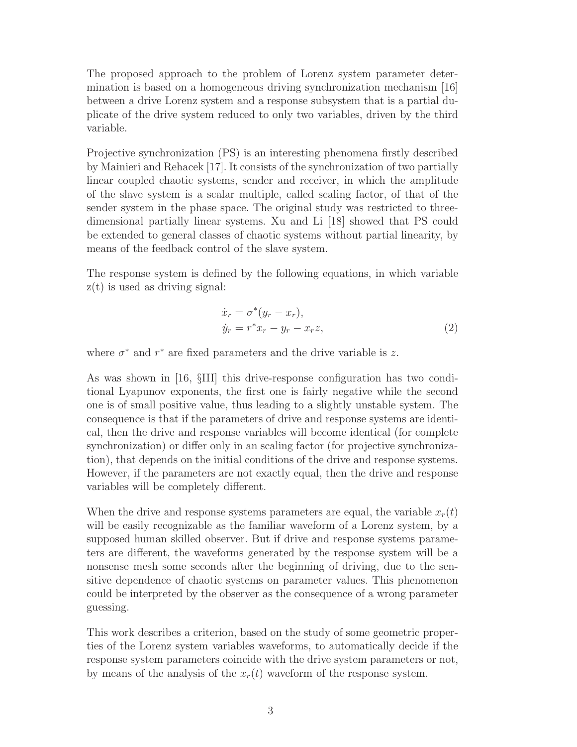The proposed approach to the problem of Lorenz system parameter determination is based on a homogeneous driving synchronization mechanism [16] between a drive Lorenz system and a response subsystem that is a partial duplicate of the drive system reduced to only two variables, driven by the third variable.

Projective synchronization (PS) is an interesting phenomena firstly described by Mainieri and Rehacek [17]. It consists of the synchronization of two partially linear coupled chaotic systems, sender and receiver, in which the amplitude of the slave system is a scalar multiple, called scaling factor, of that of the sender system in the phase space. The original study was restricted to three-dimensional partially linear systems. Xu and Li [18] showed that PS could be extended to general classes of chaotic systems without partial linearity, by means of the feedback control of the slave system.

The response system is defined by the following equations, in which variable z(t) is used as driving signal:

$$
\begin{aligned}
\dot{x}_r &= \sigma^*(y_r - x_r), \\
\dot{y}_r &= r^* x_r - y_r - x_r z,
\end{aligned}
\tag{2}
$$

where $\sigma^*$ and $r^*$ are fixed parameters and the drive variable is $z$.

As was shown in [16, §III] this drive-response configuration has two conditional Lyapunov exponents, the first one is fairly negative while the second one is of small positive value, thus leading to a slightly unstable system. The consequence is that if the parameters of drive and response systems are identical, then the drive and response variables will become identical (for complete synchronization) or differ only in an scaling factor (for projective synchronization), that depends on the initial conditions of the drive and response systems. However, if the parameters are not exactly equal, then the drive and response variables will be completely different.

When the drive and response systems parameters are equal, the variable $x_r(t)$ will be easily recognizable as the familiar waveform of a Lorenz system, by a supposed human skilled observer. But if drive and response systems parameters are different, the waveforms generated by the response system will be a nonsense mesh some seconds after the beginning of driving, due to the sensitive dependence of chaotic systems on parameter values. This phenomenon could be interpreted by the observer as the consequence of a wrong parameter guessing.

This work describes a criterion, based on the study of some geometric properties of the Lorenz system variables waveforms, to automatically decide if the response system parameters coincide with the drive system parameters or not, by means of the analysis of the $x_r(t)$ waveform of the response system.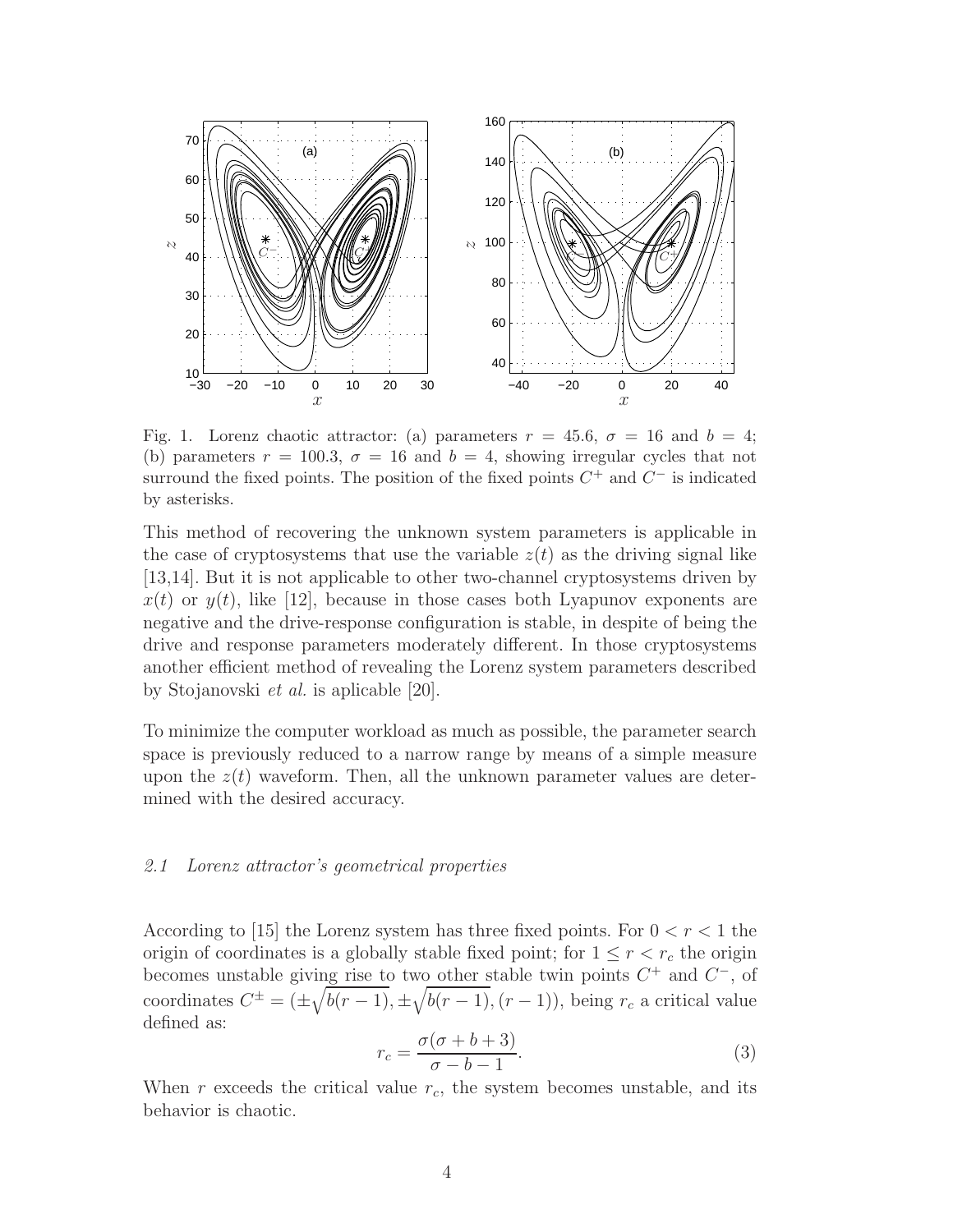Fig. 1. Lorenz chaotic attractor: (a) parameters $r = 45.6$, $\sigma = 16$ and $b = 4$; (b) parameters $r = 100.3$, $\sigma = 16$ and $b = 4$, showing irregular cycles that not surround the fixed points. The position of the fixed points $C^+$ and $C^-$ is indicated by asterisks.

This method of recovering the unknown system parameters is applicable in the case of cryptosystems that use the variable $z(t)$ as the driving signal like [13,14]. But it is not applicable to other two-channel cryptosystems driven by $x(t)$ or $y(t)$, like [12], because in those cases both Lyapunov exponents are negative and the drive-response configuration is stable, in despite of being the drive and response parameters moderately different. In those cryptosystems another efficient method of revealing the Lorenz system parameters described by Stojanovski *et al.* is aplicable [20].

To minimize the computer workload as much as possible, the parameter search space is previously reduced to a narrow range by means of a simple measure upon the $z(t)$ waveform. Then, all the unknown parameter values are determined with the desired accuracy.

### *2.1 Lorenz attractor's geometrical properties*

According to [15] the Lorenz system has three fixed points. For $0 < r < 1$ the origin of coordinates is a globally stable fixed point; for $1 \leq r < r_c$ the origin becomes unstable giving rise to two other stable twin points $C^+$ and $C^-$, of coordinates $C^\pm = (\pm\sqrt{b(r-1)}, \pm\sqrt{b(r-1)}, (r-1))$, being $r_c$ a critical value defined as:

$$r_c = \frac{\sigma(\sigma + b + 3)}{\sigma - b - 1}. \tag{3}$$

When $r$ exceeds the critical value $r_c$, the system becomes unstable, and its behavior is chaotic.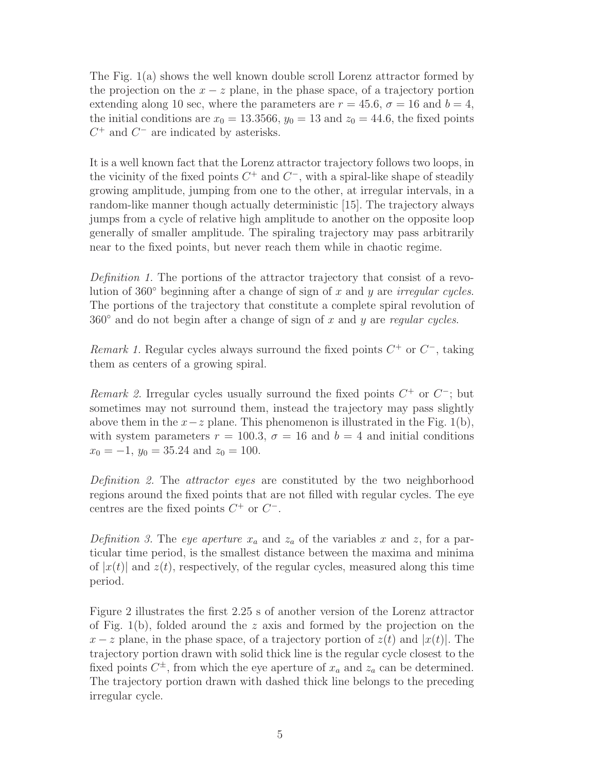The Fig. 1(a) shows the well known double scroll Lorenz attractor formed by the projection on the $x - z$ plane, in the phase space, of a trajectory portion extending along 10 sec, where the parameters are $r = 45.6$, $\sigma = 16$ and $b = 4$, the initial conditions are $x_0 = 13.3566$, $y_0 = 13$ and $z_0 = 44.6$, the fixed points $C^+$ and $C^-$ are indicated by asterisks.

It is a well known fact that the Lorenz attractor trajectory follows two loops, in the vicinity of the fixed points $C^+$ and $C^-$, with a spiral-like shape of steadily growing amplitude, jumping from one to the other, at irregular intervals, in a random-like manner though actually deterministic [15]. The trajectory always jumps from a cycle of relative high amplitude to another on the opposite loop generally of smaller amplitude. The spiraling trajectory may pass arbitrarily near to the fixed points, but never reach them while in chaotic regime.

*Definition 1.* The portions of the attractor trajectory that consist of a revolution of 360° beginning after a change of sign of $x$ and $y$ are *irregular cycles*. The portions of the trajectory that constitute a complete spiral revolution of 360° and do not begin after a change of sign of $x$ and $y$ are *regular cycles*.

*Remark 1.* Regular cycles always surround the fixed points $C^+$ or $C^-$, taking them as centers of a growing spiral.

*Remark 2.* Irregular cycles usually surround the fixed points $C^+$ or $C^-$; but sometimes may not surround them, instead the trajectory may pass slightly above them in the $x - z$ plane. This phenomenon is illustrated in the Fig. 1(b), with system parameters $r = 100.3$, $\sigma = 16$ and $b = 4$ and initial conditions $x_0 = -1$, $y_0 = 35.24$ and $z_0 = 100$.

*Definition 2.* The *attractor eyes* are constituted by the two neighborhood regions around the fixed points that are not filled with regular cycles. The eye centres are the fixed points $C^+$ or $C^-$.

*Definition 3.* The *eye aperture* $x_a$ and $z_a$ of the variables $x$ and $z$, for a particular time period, is the smallest distance between the maxima and minima of $|x(t)|$ and $z(t)$, respectively, of the regular cycles, measured along this time period.

Figure 2 illustrates the first 2.25 s of another version of the Lorenz attractor of Fig. 1(b), folded around the $z$ axis and formed by the projection on the $x - z$ plane, in the phase space, of a trajectory portion of $z(t)$ and $|x(t)|$. The trajectory portion drawn with solid thick line is the regular cycle closest to the fixed points $C^{\pm}$, from which the eye aperture of $x_a$ and $z_a$ can be determined. The trajectory portion drawn with dashed thick line belongs to the preceding irregular cycle.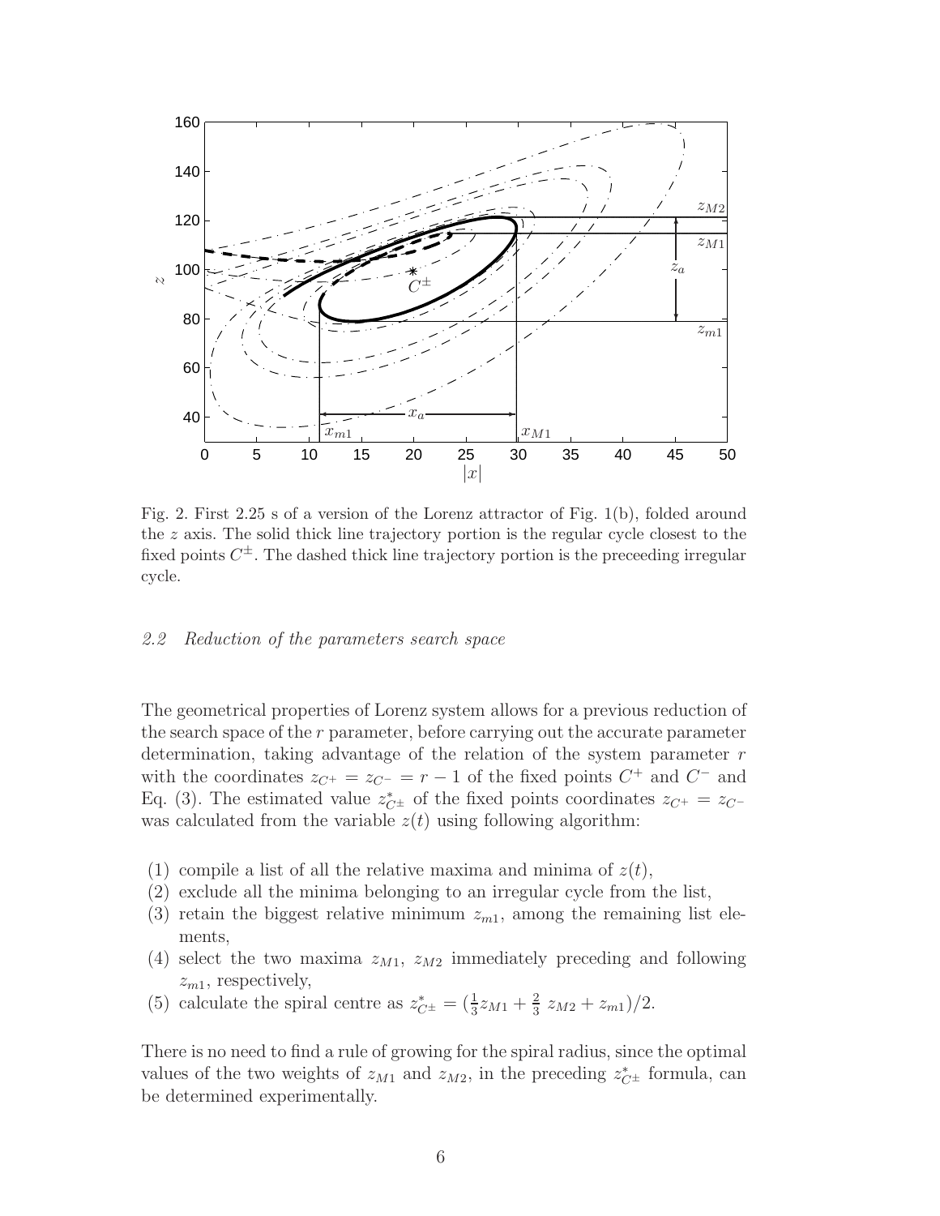Fig. 2. First 2.25 s of a version of the Lorenz attractor of Fig. 1(b), folded around the $z$ axis. The solid thick line trajectory portion is the regular cycle closest to the fixed points $C^{\pm}$. The dashed thick line trajectory portion is the preceeding irregular cycle.

### 2.2 Reduction of the parameters search space

The geometrical properties of Lorenz system allows for a previous reduction of the search space of the $r$ parameter, before carrying out the accurate parameter determination, taking advantage of the relation of the system parameter $r$ with the coordinates $z_{C^+} = z_{C^-} = r - 1$ of the fixed points $C^+$ and $C^-$ and Eq. (3). The estimated value $z^*_{C^{\pm}}$ of the fixed points coordinates $z_{C^+} = z_{C^-}$ was calculated from the variable $z(t)$ using following algorithm:

(1) compile a list of all the relative maxima and minima of $z(t)$,
(2) exclude all the minima belonging to an irregular cycle from the list,
(3) retain the biggest relative minimum $z_{m1}$, among the remaining list elements,
(4) select the two maxima $z_{M1}$, $z_{M2}$ immediately preceding and following $z_{m1}$, respectively,
(5) calculate the spiral centre as $z^*_{C^{\pm}} = (\frac{1}{3} z_{M1} + \frac{2}{3}\ z_{M2} + z_{m1})/2$.

There is no need to find a rule of growing for the spiral radius, since the optimal values of the two weights of $z_{M1}$ and $z_{M2}$, in the preceding $z^*_{C^{\pm}}$ formula, can be determined experimentally.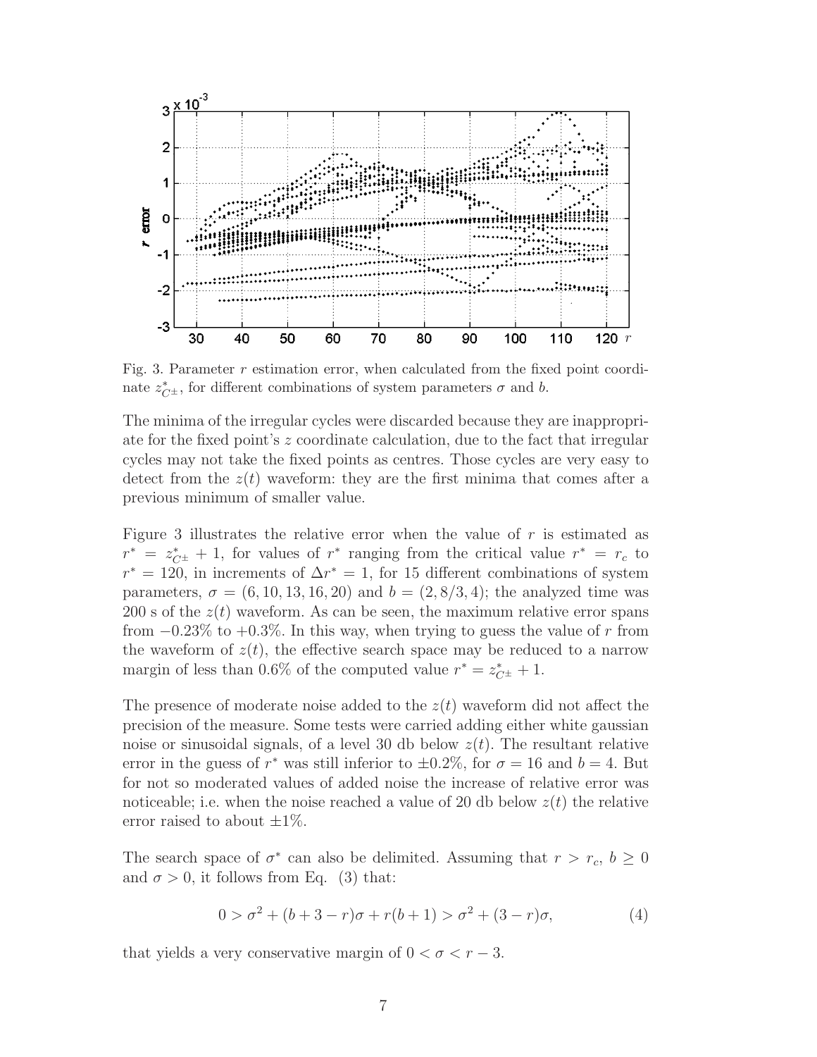Fig. 3. Parameter $r$ estimation error, when calculated from the fixed point coordinate $z^*_{C\pm}$, for different combinations of system parameters $\sigma$ and $b$.

The minima of the irregular cycles were discarded because they are inappropriate for the fixed point's $z$ coordinate calculation, due to the fact that irregular cycles may not take the fixed points as centres. Those cycles are very easy to detect from the $z(t)$ waveform: they are the first minima that comes after a previous minimum of smaller value.

Figure 3 illustrates the relative error when the value of $r$ is estimated as $r^* = z^*_{C\pm} + 1$, for values of $r^*$ ranging from the critical value $r^* = r_c$ to $r^* = 120$, in increments of $\Delta r^* = 1$, for 15 different combinations of system parameters, $\sigma = (6, 10, 13, 16, 20)$ and $b = (2, 8/3, 4)$; the analyzed time was 200 s of the $z(t)$ waveform. As can be seen, the maximum relative error spans from $-0.23\%$ to $+0.3\%$. In this way, when trying to guess the value of $r$ from the waveform of $z(t)$, the effective search space may be reduced to a narrow margin of less than $0.6\%$ of the computed value $r^* = z^*_{C\pm} + 1$.

The presence of moderate noise added to the $z(t)$ waveform did not affect the precision of the measure. Some tests were carried adding either white gaussian noise or sinusoidal signals, of a level 30 db below $z(t)$. The resultant relative error in the guess of $r^*$ was still inferior to $\pm 0.2\%$, for $\sigma = 16$ and $b = 4$. But for not so moderated values of added noise the increase of relative error was noticeable; i.e. when the noise reached a value of 20 db below $z(t)$ the relative error raised to about $\pm 1\%$.

The search space of $\sigma^*$ can also be delimited. Assuming that $r > r_c$, $b \geq 0$ and $\sigma > 0$, it follows from Eq. (3) that:

$$0 > \sigma^2 + (b + 3 - r)\sigma + r(b + 1) > \sigma^2 + (3 - r)\sigma, \tag{4}$$

that yields a very conservative margin of $0 < \sigma < r - 3$.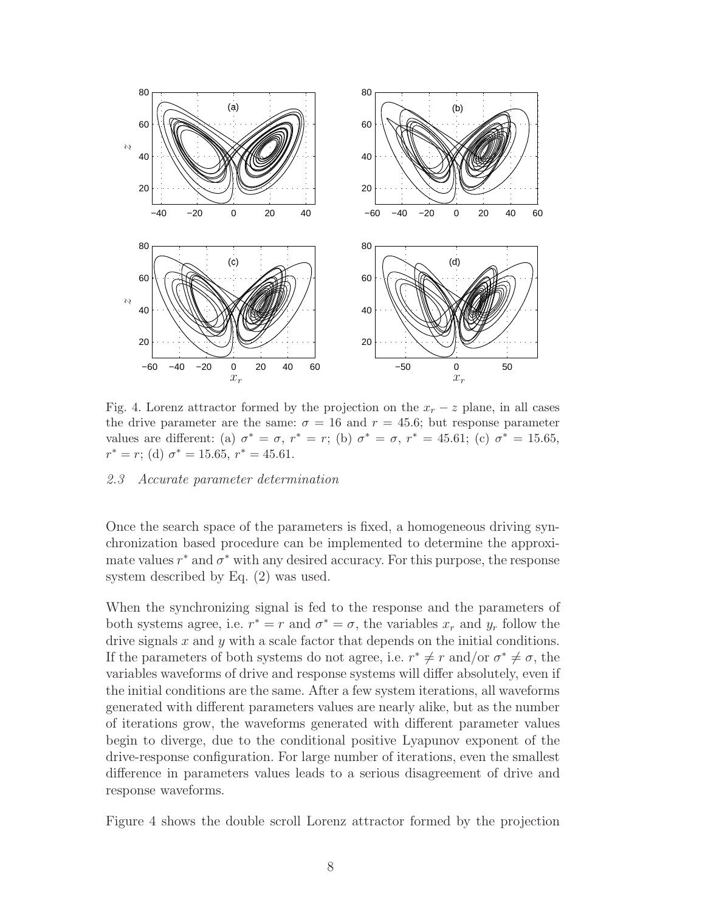Fig. 4. Lorenz attractor formed by the projection on the $x_r - z$ plane, in all cases the drive parameter are the same: $\sigma = 16$ and $r = 45.6$; but response parameter values are different: (a) $\sigma^* = \sigma$, $r^* = r$; (b) $\sigma^* = \sigma$, $r^* = 45.61$; (c) $\sigma^* = 15.65$, $r^* = r$; (d) $\sigma^* = 15.65$, $r^* = 45.61$.

### *2.3 Accurate parameter determination*

Once the search space of the parameters is fixed, a homogeneous driving synchronization based procedure can be implemented to determine the approximate values $r^*$ and $\sigma^*$ with any desired accuracy. For this purpose, the response system described by Eq. (2) was used.

When the synchronizing signal is fed to the response and the parameters of both systems agree, i.e. $r^* = r$ and $\sigma^* = \sigma$, the variables $x_r$ and $y_r$ follow the drive signals $x$ and $y$ with a scale factor that depends on the initial conditions. If the parameters of both systems do not agree, i.e. $r^* \neq r$ and/or $\sigma^* \neq \sigma$, the variables waveforms of drive and response systems will differ absolutely, even if the initial conditions are the same. After a few system iterations, all waveforms generated with different parameters values are nearly alike, but as the number of iterations grow, the waveforms generated with different parameter values begin to diverge, due to the conditional positive Lyapunov exponent of the drive-response configuration. For large number of iterations, even the smallest difference in parameters values leads to a serious disagreement of drive and response waveforms.

Figure 4 shows the double scroll Lorenz attractor formed by the projection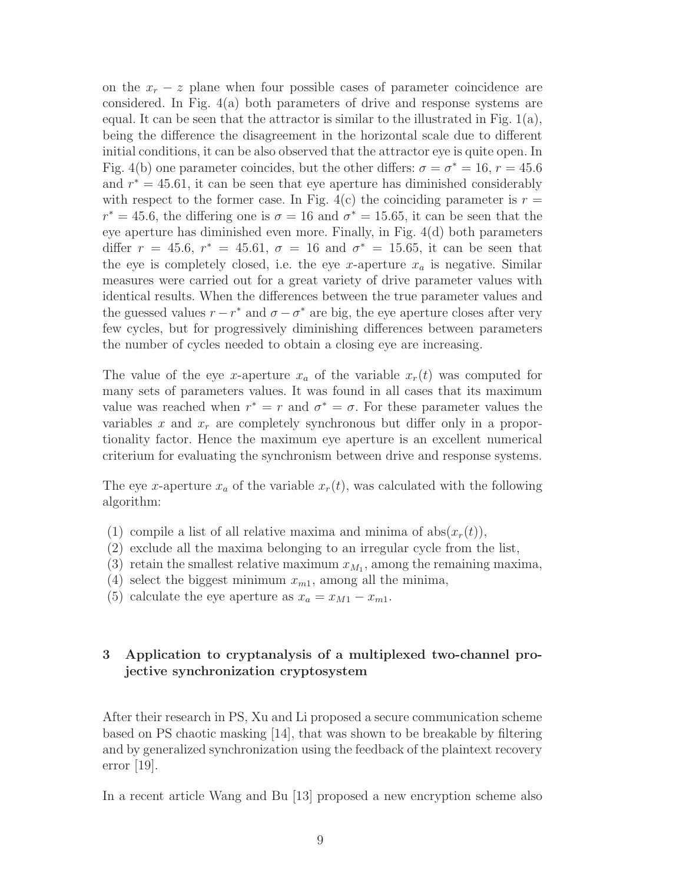on the $x_r - z$ plane when four possible cases of parameter coincidence are considered. In Fig. 4(a) both parameters of drive and response systems are equal. It can be seen that the attractor is similar to the illustrated in Fig. 1(a), being the difference the disagreement in the horizontal scale due to different initial conditions, it can be also observed that the attractor eye is quite open. In Fig. 4(b) one parameter coincides, but the other differs: $\sigma = \sigma^* = 16$, $r = 45.6$ and $r^* = 45.61$, it can be seen that eye aperture has diminished considerably with respect to the former case. In Fig. 4(c) the coinciding parameter is $r = r^* = 45.6$, the differing one is $\sigma = 16$ and $\sigma^* = 15.65$, it can be seen that the eye aperture has diminished even more. Finally, in Fig. 4(d) both parameters differ $r = 45.6$, $r^* = 45.61$, $\sigma = 16$ and $\sigma^* = 15.65$, it can be seen that the eye is completely closed, i.e. the eye $x$-aperture $x_a$ is negative. Similar measures were carried out for a great variety of drive parameter values with identical results. When the differences between the true parameter values and the guessed values $r - r^*$ and $\sigma - \sigma^*$ are big, the eye aperture closes after very few cycles, but for progressively diminishing differences between parameters the number of cycles needed to obtain a closing eye are increasing.

The value of the eye $x$-aperture $x_a$ of the variable $x_r(t)$ was computed for many sets of parameters values. It was found in all cases that its maximum value was reached when $r^* = r$ and $\sigma^* = \sigma$. For these parameter values the variables $x$ and $x_r$ are completely synchronous but differ only in a proportionality factor. Hence the maximum eye aperture is an excellent numerical criterium for evaluating the synchronism between drive and response systems.

The eye $x$-aperture $x_a$ of the variable $x_r(t)$, was calculated with the following algorithm:

(1) compile a list of all relative maxima and minima of $\mathrm{abs}(x_r(t))$,
(2) exclude all the maxima belonging to an irregular cycle from the list,
(3) retain the smallest relative maximum $x_{M_1}$, among the remaining maxima,
(4) select the biggest minimum $x_{m1}$, among all the minima,
(5) calculate the eye aperture as $x_a = x_{M1} - x_{m1}$.

## 3 Application to cryptanalysis of a multiplexed two-channel projective synchronization cryptosystem

After their research in PS, Xu and Li proposed a secure communication scheme based on PS chaotic masking [14], that was shown to be breakable by filtering and by generalized synchronization using the feedback of the plaintext recovery error [19].

In a recent article Wang and Bu [13] proposed a new encryption scheme also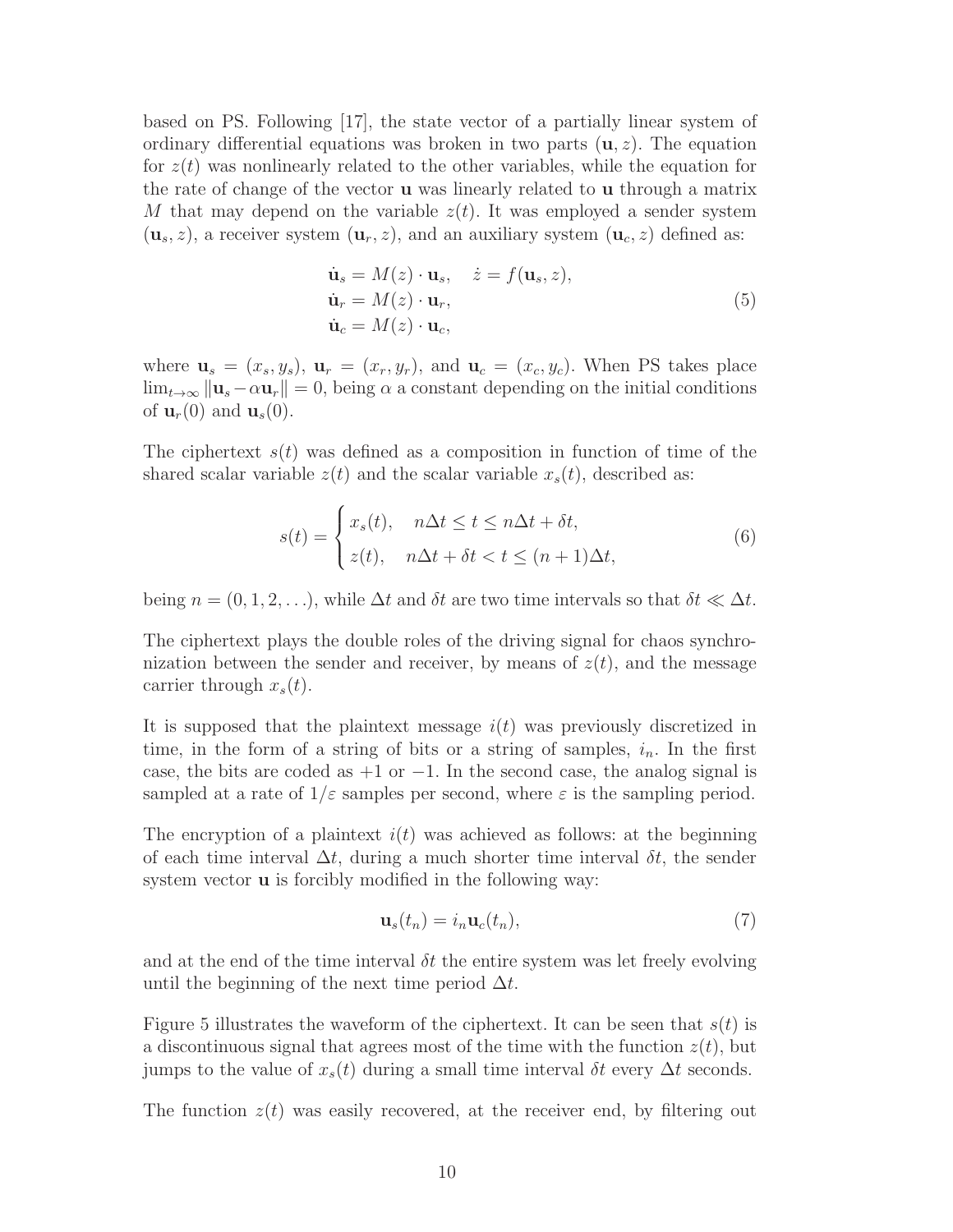based on PS. Following [17], the state vector of a partially linear system of ordinary differential equations was broken in two parts $(\mathbf{u}, z)$. The equation for $z(t)$ was nonlinearly related to the other variables, while the equation for the rate of change of the vector $\mathbf{u}$ was linearly related to $\mathbf{u}$ through a matrix $M$ that may depend on the variable $z(t)$. It was employed a sender system $(\mathbf{u}_s, z)$, a receiver system $(\mathbf{u}_r, z)$, and an auxiliary system $(\mathbf{u}_c, z)$ defined as:

$$
\begin{aligned}
\dot{\mathbf{u}}_s &= M(z) \cdot \mathbf{u}_s, \quad \dot{z} = f(\mathbf{u}_s, z), \\
\dot{\mathbf{u}}_r &= M(z) \cdot \mathbf{u}_r, \\
\dot{\mathbf{u}}_c &= M(z) \cdot \mathbf{u}_c,
\end{aligned}
\tag{5}
$$

where $\mathbf{u}_s = (x_s, y_s)$, $\mathbf{u}_r = (x_r, y_r)$, and $\mathbf{u}_c = (x_c, y_c)$. When PS takes place $\lim_{t\to\infty} \|\mathbf{u}_s - \alpha \mathbf{u}_r\| = 0$, being $\alpha$ a constant depending on the initial conditions of $\mathbf{u}_r(0)$ and $\mathbf{u}_s(0)$.

The ciphertext $s(t)$ was defined as a composition in function of time of the shared scalar variable $z(t)$ and the scalar variable $x_s(t)$, described as:

$$
s(t) = \begin{cases} x_s(t), & n\Delta t \le t \le n\Delta t + \delta t, \\ z(t), & n\Delta t + \delta t < t \le (n+1)\Delta t, \end{cases}
\tag{6}
$$

being $n = (0, 1, 2, \ldots)$, while $\Delta t$ and $\delta t$ are two time intervals so that $\delta t \ll \Delta t$.

The ciphertext plays the double roles of the driving signal for chaos synchronization between the sender and receiver, by means of $z(t)$, and the message carrier through $x_s(t)$.

It is supposed that the plaintext message $i(t)$ was previously discretized in time, in the form of a string of bits or a string of samples, $i_n$. In the first case, the bits are coded as $+1$ or $-1$. In the second case, the analog signal is sampled at a rate of $1/\varepsilon$ samples per second, where $\varepsilon$ is the sampling period.

The encryption of a plaintext $i(t)$ was achieved as follows: at the beginning of each time interval $\Delta t$, during a much shorter time interval $\delta t$, the sender system vector $\mathbf{u}$ is forcibly modified in the following way:

$$
\mathbf{u}_s(t_n) = i_n \mathbf{u}_c(t_n),
\tag{7}
$$

and at the end of the time interval $\delta t$ the entire system was let freely evolving until the beginning of the next time period $\Delta t$.

Figure 5 illustrates the waveform of the ciphertext. It can be seen that $s(t)$ is a discontinuous signal that agrees most of the time with the function $z(t)$, but jumps to the value of $x_s(t)$ during a small time interval $\delta t$ every $\Delta t$ seconds.

The function $z(t)$ was easily recovered, at the receiver end, by filtering out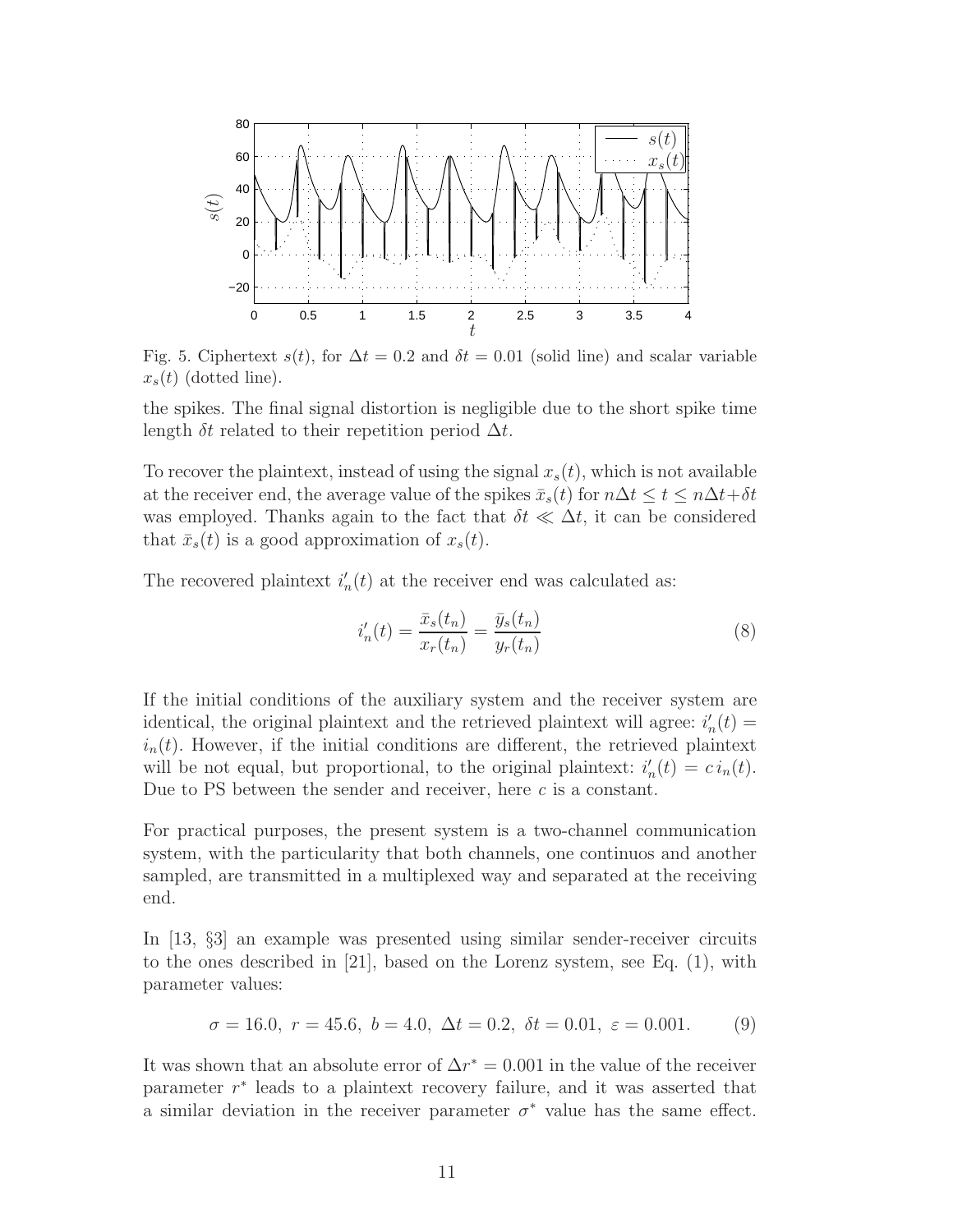Fig. 5. Ciphertext $s(t)$, for $\Delta t = 0.2$ and $\delta t = 0.01$ (solid line) and scalar variable $x_s(t)$ (dotted line).

the spikes. The final signal distortion is negligible due to the short spike time length $\delta t$ related to their repetition period $\Delta t$.

To recover the plaintext, instead of using the signal $x_s(t)$, which is not available at the receiver end, the average value of the spikes $\bar{x}_s(t)$ for $n\Delta t \leq t \leq n\Delta t + \delta t$ was employed. Thanks again to the fact that $\delta t \ll \Delta t$, it can be considered that $\bar{x}_s(t)$ is a good approximation of $x_s(t)$.

The recovered plaintext $i'_n(t)$ at the receiver end was calculated as:

$$i'_n(t) = \frac{\bar{x}_s(t_n)}{x_r(t_n)} = \frac{\bar{y}_s(t_n)}{y_r(t_n)} \tag{8}$$

If the initial conditions of the auxiliary system and the receiver system are identical, the original plaintext and the retrieved plaintext will agree: $i'_n(t) = i_n(t)$. However, if the initial conditions are different, the retrieved plaintext will be not equal, but proportional, to the original plaintext: $i'_n(t) = c\, i_n(t)$. Due to PS between the sender and receiver, here $c$ is a constant.

For practical purposes, the present system is a two-channel communication system, with the particularity that both channels, one continuos and another sampled, are transmitted in a multiplexed way and separated at the receiving end.

In [13, §3] an example was presented using similar sender-receiver circuits to the ones described in [21], based on the Lorenz system, see Eq. (1), with parameter values:

$$\sigma = 16.0,\ r = 45.6,\ b = 4.0,\ \Delta t = 0.2,\ \delta t = 0.01,\ \varepsilon = 0.001. \tag{9}$$

It was shown that an absolute error of $\Delta r^* = 0.001$ in the value of the receiver parameter $r^*$ leads to a plaintext recovery failure, and it was asserted that a similar deviation in the receiver parameter $\sigma^*$ value has the same effect.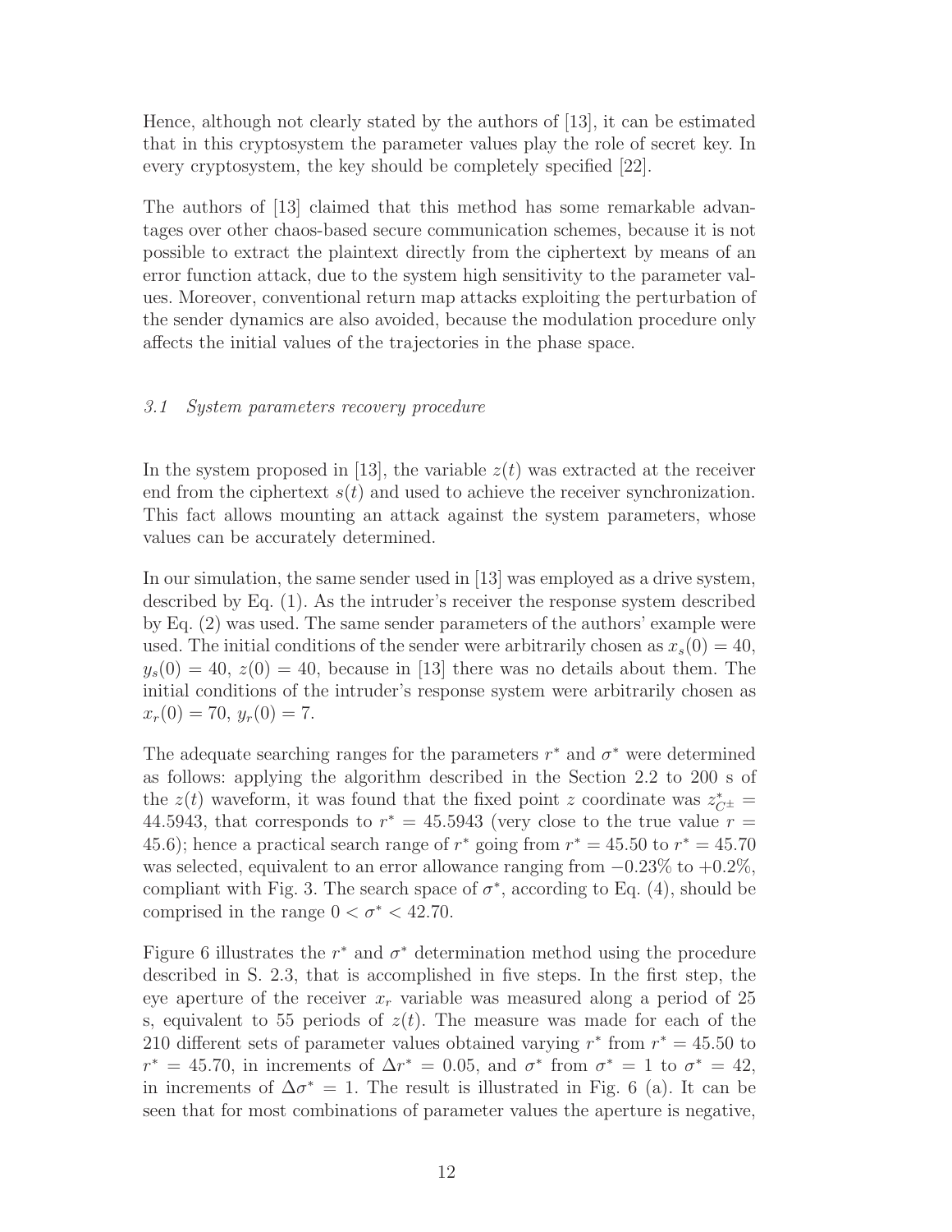Hence, although not clearly stated by the authors of [13], it can be estimated that in this cryptosystem the parameter values play the role of secret key. In every cryptosystem, the key should be completely specified [22].

The authors of [13] claimed that this method has some remarkable advantages over other chaos-based secure communication schemes, because it is not possible to extract the plaintext directly from the ciphertext by means of an error function attack, due to the system high sensitivity to the parameter values. Moreover, conventional return map attacks exploiting the perturbation of the sender dynamics are also avoided, because the modulation procedure only affects the initial values of the trajectories in the phase space.

### *3.1 System parameters recovery procedure*

In the system proposed in [13], the variable $z(t)$ was extracted at the receiver end from the ciphertext $s(t)$ and used to achieve the receiver synchronization. This fact allows mounting an attack against the system parameters, whose values can be accurately determined.

In our simulation, the same sender used in [13] was employed as a drive system, described by Eq. (1). As the intruder's receiver the response system described by Eq. (2) was used. The same sender parameters of the authors' example were used. The initial conditions of the sender were arbitrarily chosen as $x_s(0) = 40$, $y_s(0) = 40$, $z(0) = 40$, because in [13] there was no details about them. The initial conditions of the intruder's response system were arbitrarily chosen as $x_r(0) = 70$, $y_r(0) = 7$.

The adequate searching ranges for the parameters $r^*$ and $\sigma^*$ were determined as follows: applying the algorithm described in the Section 2.2 to 200 s of the $z(t)$ waveform, it was found that the fixed point $z$ coordinate was $z^*_{C^\pm} = 44.5943$, that corresponds to $r^* = 45.5943$ (very close to the true value $r = 45.6$); hence a practical search range of $r^*$ going from $r^* = 45.50$ to $r^* = 45.70$ was selected, equivalent to an error allowance ranging from $-0.23\%$ to $+0.2\%$, compliant with Fig. 3. The search space of $\sigma^*$, according to Eq. (4), should be comprised in the range $0 < \sigma^* < 42.70$.

Figure 6 illustrates the $r^*$ and $\sigma^*$ determination method using the procedure described in S. 2.3, that is accomplished in five steps. In the first step, the eye aperture of the receiver $x_r$ variable was measured along a period of 25 s, equivalent to 55 periods of $z(t)$. The measure was made for each of the 210 different sets of parameter values obtained varying $r^*$ from $r^* = 45.50$ to $r^* = 45.70$, in increments of $\Delta r^* = 0.05$, and $\sigma^*$ from $\sigma^* = 1$ to $\sigma^* = 42$, in increments of $\Delta\sigma^* = 1$. The result is illustrated in Fig. 6 (a). It can be seen that for most combinations of parameter values the aperture is negative,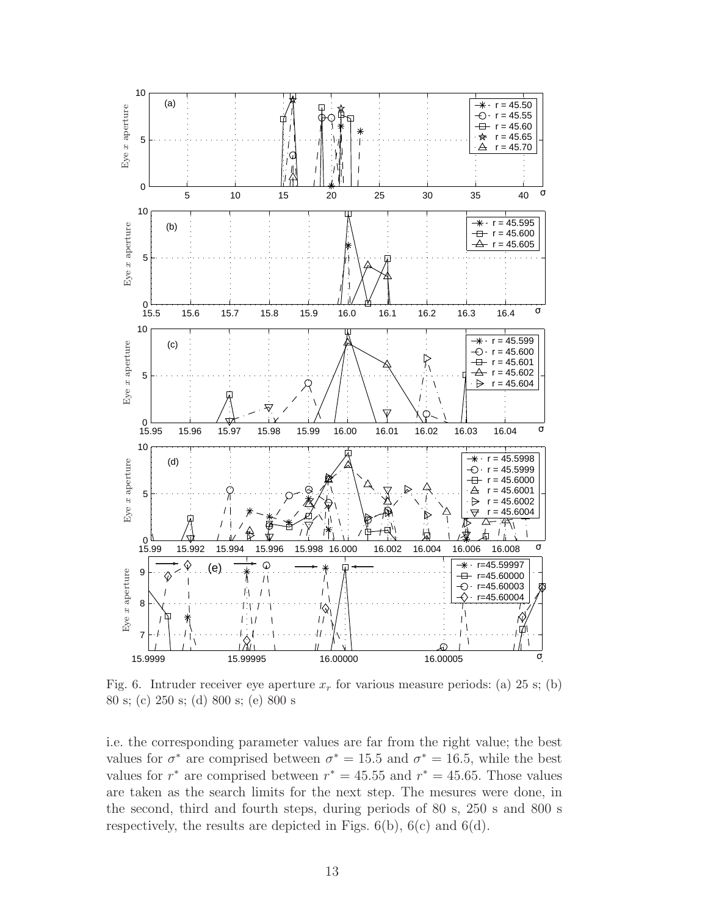Fig. 6. Intruder receiver eye aperture $x_r$ for various measure periods: (a) 25 s; (b) 80 s; (c) 250 s; (d) 800 s; (e) 800 s

i.e. the corresponding parameter values are far from the right value; the best values for $\sigma^*$ are comprised between $\sigma^* = 15.5$ and $\sigma^* = 16.5$, while the best values for $r^*$ are comprised between $r^* = 45.55$ and $r^* = 45.65$. Those values are taken as the search limits for the next step. The mesures were done, in the second, third and fourth steps, during periods of 80 s, 250 s and 800 s respectively, the results are depicted in Figs. 6(b), 6(c) and 6(d).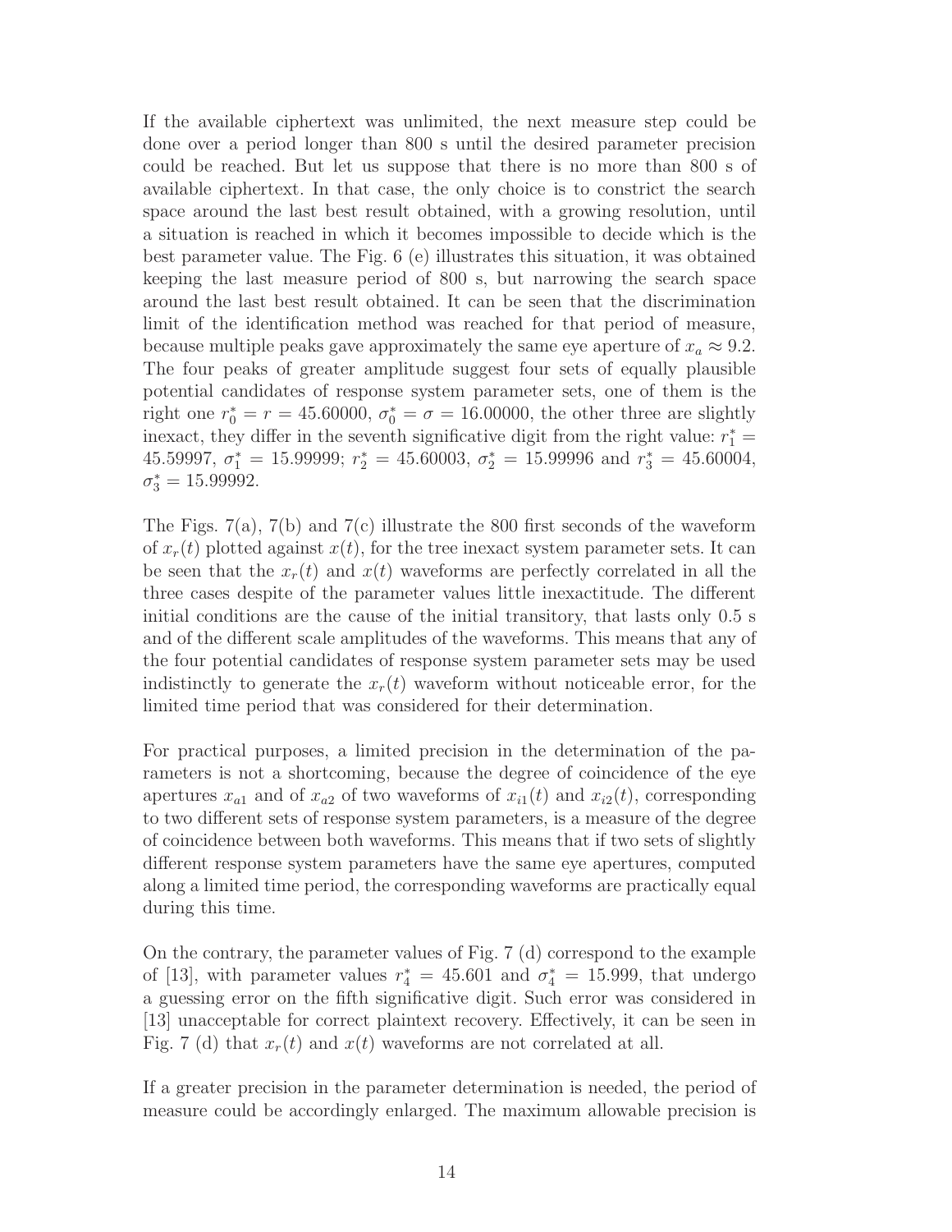If the available ciphertext was unlimited, the next measure step could be done over a period longer than 800 s until the desired parameter precision could be reached. But let us suppose that there is no more than 800 s of available ciphertext. In that case, the only choice is to constrict the search space around the last best result obtained, with a growing resolution, until a situation is reached in which it becomes impossible to decide which is the best parameter value. The Fig. 6 (e) illustrates this situation, it was obtained keeping the last measure period of 800 s, but narrowing the search space around the last best result obtained. It can be seen that the discrimination limit of the identification method was reached for that period of measure, because multiple peaks gave approximately the same eye aperture of $x_a \approx 9.2$. The four peaks of greater amplitude suggest four sets of equally plausible potential candidates of response system parameter sets, one of them is the right one $r_0^* = r = 45.60000$, $\sigma_0^* = \sigma = 16.00000$, the other three are slightly inexact, they differ in the seventh significative digit from the right value: $r_1^* = 45.59997$, $\sigma_1^* = 15.99999$; $r_2^* = 45.60003$, $\sigma_2^* = 15.99996$ and $r_3^* = 45.60004$, $\sigma_3^* = 15.99992$.

The Figs. 7(a), 7(b) and 7(c) illustrate the 800 first seconds of the waveform of $x_r(t)$ plotted against $x(t)$, for the tree inexact system parameter sets. It can be seen that the $x_r(t)$ and $x(t)$ waveforms are perfectly correlated in all the three cases despite of the parameter values little inexactitude. The different initial conditions are the cause of the initial transitory, that lasts only 0.5 s and of the different scale amplitudes of the waveforms. This means that any of the four potential candidates of response system parameter sets may be used indistinctly to generate the $x_r(t)$ waveform without noticeable error, for the limited time period that was considered for their determination.

For practical purposes, a limited precision in the determination of the parameters is not a shortcoming, because the degree of coincidence of the eye apertures $x_{a1}$ and of $x_{a2}$ of two waveforms of $x_{i1}(t)$ and $x_{i2}(t)$, corresponding to two different sets of response system parameters, is a measure of the degree of coincidence between both waveforms. This means that if two sets of slightly different response system parameters have the same eye apertures, computed along a limited time period, the corresponding waveforms are practically equal during this time.

On the contrary, the parameter values of Fig. 7 (d) correspond to the example of [13], with parameter values $r_4^* = 45.601$ and $\sigma_4^* = 15.999$, that undergo a guessing error on the fifth significative digit. Such error was considered in [13] unacceptable for correct plaintext recovery. Effectively, it can be seen in Fig. 7 (d) that $x_r(t)$ and $x(t)$ waveforms are not correlated at all.

If a greater precision in the parameter determination is needed, the period of measure could be accordingly enlarged. The maximum allowable precision is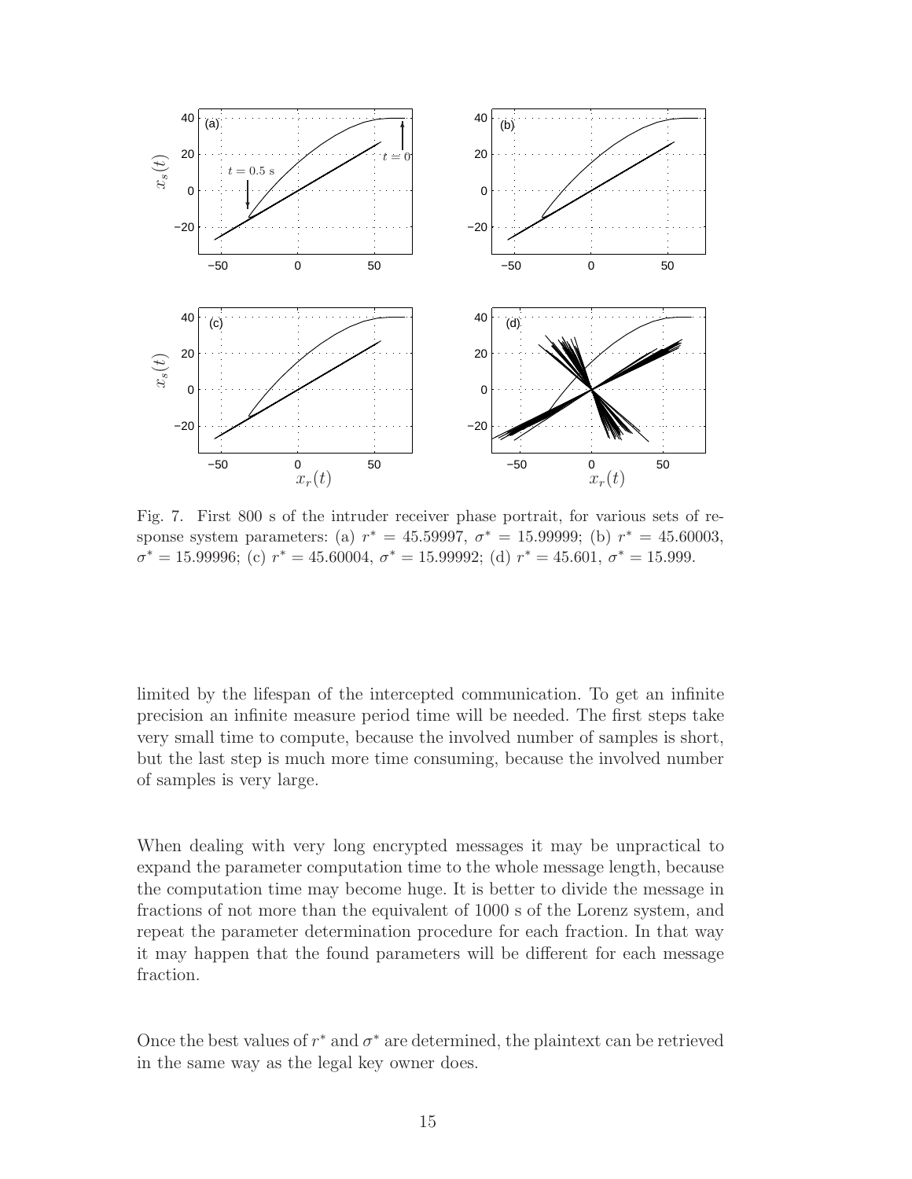Fig. 7. First 800 s of the intruder receiver phase portrait, for various sets of response system parameters: (a) $r^* = 45.59997$, $\sigma^* = 15.99999$; (b) $r^* = 45.60003$, $\sigma^* = 15.99996$; (c) $r^* = 45.60004$, $\sigma^* = 15.99992$; (d) $r^* = 45.601$, $\sigma^* = 15.999$.

limited by the lifespan of the intercepted communication. To get an infinite precision an infinite measure period time will be needed. The first steps take very small time to compute, because the involved number of samples is short, but the last step is much more time consuming, because the involved number of samples is very large.

When dealing with very long encrypted messages it may be unpractical to expand the parameter computation time to the whole message length, because the computation time may become huge. It is better to divide the message in fractions of not more than the equivalent of 1000 s of the Lorenz system, and repeat the parameter determination procedure for each fraction. In that way it may happen that the found parameters will be different for each message fraction.

Once the best values of $r^*$ and $\sigma^*$ are determined, the plaintext can be retrieved in the same way as the legal key owner does.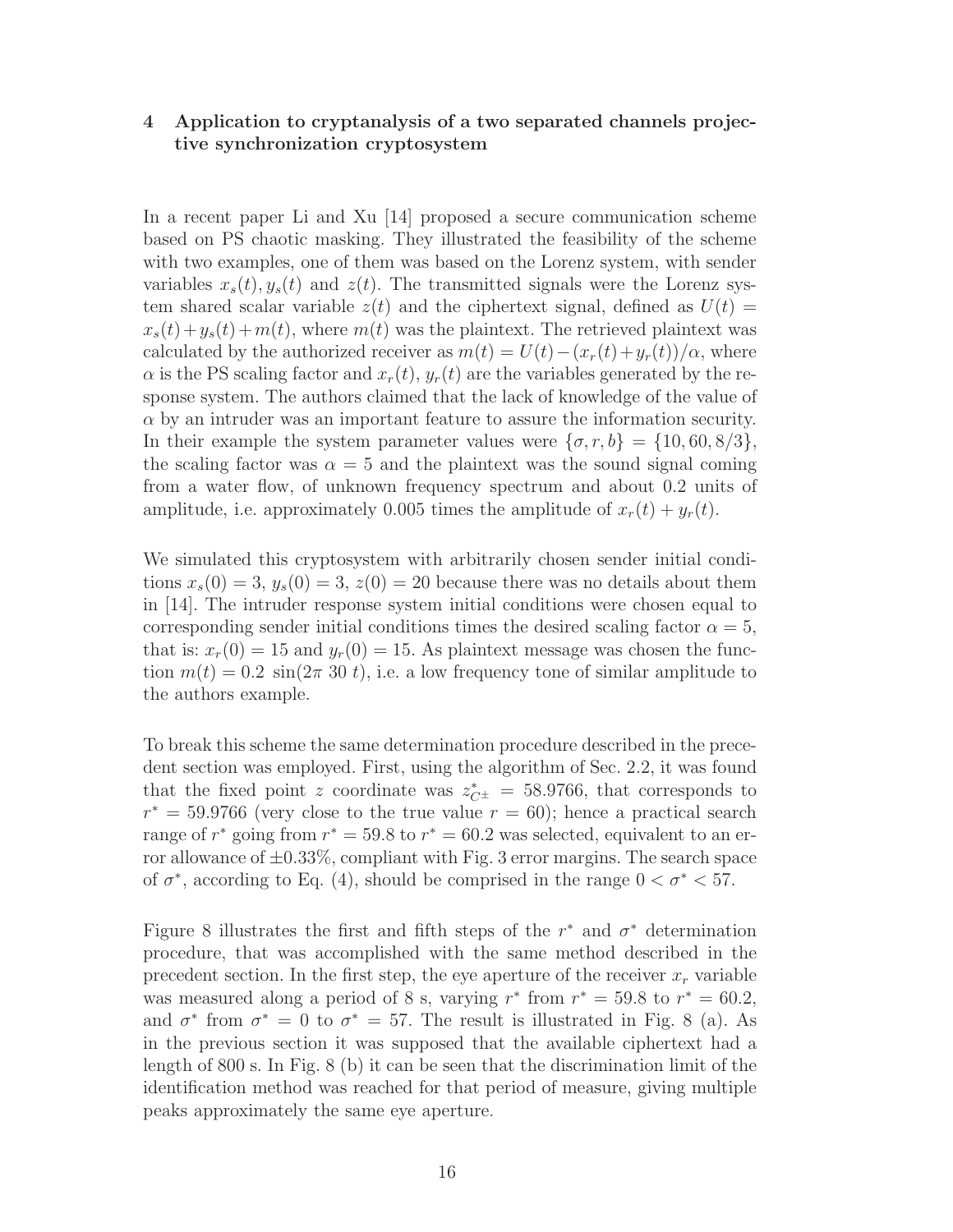## 4 Application to cryptanalysis of a two separated channels projective synchronization cryptosystem

In a recent paper Li and Xu [14] proposed a secure communication scheme based on PS chaotic masking. They illustrated the feasibility of the scheme with two examples, one of them was based on the Lorenz system, with sender variables $x_s(t), y_s(t)$ and $z(t)$. The transmitted signals were the Lorenz system shared scalar variable $z(t)$ and the ciphertext signal, defined as $U(t) = x_s(t)+y_s(t)+m(t)$, where $m(t)$ was the plaintext. The retrieved plaintext was calculated by the authorized receiver as $m(t) = U(t)-(x_r(t)+y_r(t))/\alpha$, where $\alpha$ is the PS scaling factor and $x_r(t)$, $y_r(t)$ are the variables generated by the response system. The authors claimed that the lack of knowledge of the value of $\alpha$ by an intruder was an important feature to assure the information security. In their example the system parameter values were $\{\sigma, r, b\} = \{10, 60, 8/3\}$, the scaling factor was $\alpha = 5$ and the plaintext was the sound signal coming from a water flow, of unknown frequency spectrum and about 0.2 units of amplitude, i.e. approximately 0.005 times the amplitude of $x_r(t) + y_r(t)$.

We simulated this cryptosystem with arbitrarily chosen sender initial conditions $x_s(0) = 3$, $y_s(0) = 3$, $z(0) = 20$ because there was no details about them in [14]. The intruder response system initial conditions were chosen equal to corresponding sender initial conditions times the desired scaling factor $\alpha = 5$, that is: $x_r(0) = 15$ and $y_r(0) = 15$. As plaintext message was chosen the function $m(t) = 0.2\ \sin(2\pi\ 30\ t)$, i.e. a low frequency tone of similar amplitude to the authors example.

To break this scheme the same determination procedure described in the precedent section was employed. First, using the algorithm of Sec. 2.2, it was found that the fixed point $z$ coordinate was $z^*_{C^\pm} = 58.9766$, that corresponds to $r^* = 59.9766$ (very close to the true value $r = 60$); hence a practical search range of $r^*$ going from $r^* = 59.8$ to $r^* = 60.2$ was selected, equivalent to an error allowance of $\pm 0.33\%$, compliant with Fig. 3 error margins. The search space of $\sigma^*$, according to Eq. (4), should be comprised in the range $0 < \sigma^* < 57$.

Figure 8 illustrates the first and fifth steps of the $r^*$ and $\sigma^*$ determination procedure, that was accomplished with the same method described in the precedent section. In the first step, the eye aperture of the receiver $x_r$ variable was measured along a period of 8 s, varying $r^*$ from $r^* = 59.8$ to $r^* = 60.2$, and $\sigma^*$ from $\sigma^* = 0$ to $\sigma^* = 57$. The result is illustrated in Fig. 8 (a). As in the previous section it was supposed that the available ciphertext had a length of 800 s. In Fig. 8 (b) it can be seen that the discrimination limit of the identification method was reached for that period of measure, giving multiple peaks approximately the same eye aperture.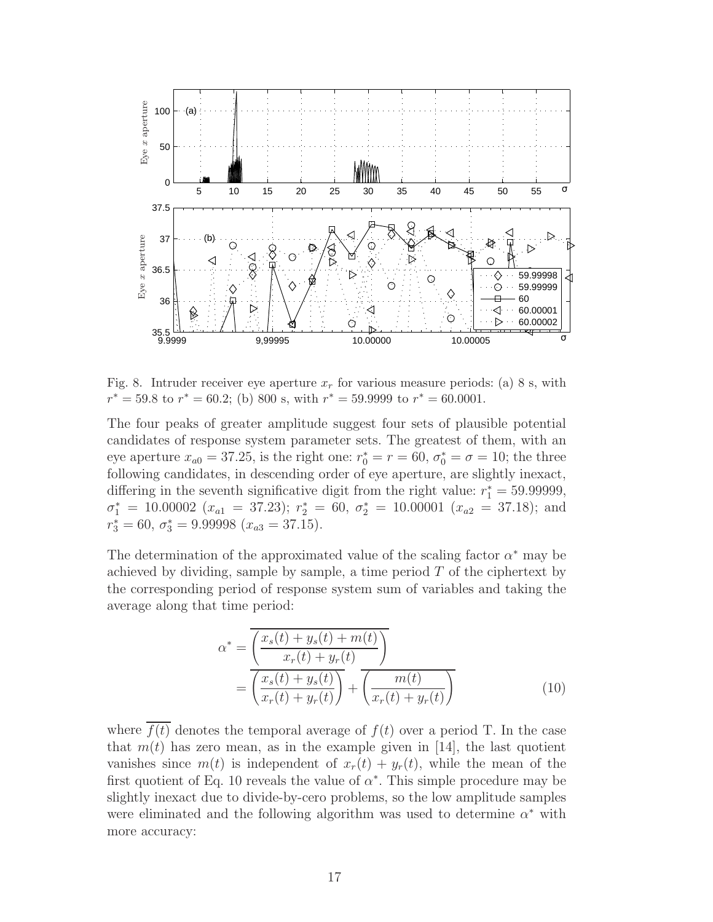Fig. 8. Intruder receiver eye aperture $x_r$ for various measure periods: (a) 8 s, with $r^* = 59.8$ to $r^* = 60.2$; (b) 800 s, with $r^* = 59.9999$ to $r^* = 60.0001$.

The four peaks of greater amplitude suggest four sets of plausible potential candidates of response system parameter sets. The greatest of them, with an eye aperture $x_{a0} = 37.25$, is the right one: $r_0^* = r = 60$, $\sigma_0^* = \sigma = 10$; the three following candidates, in descending order of eye aperture, are slightly inexact, differing in the seventh significative digit from the right value: $r_1^* = 59.99999$, $\sigma_1^* = 10.00002$ ($x_{a1} = 37.23$); $r_2^* = 60$, $\sigma_2^* = 10.00001$ ($x_{a2} = 37.18$); and $r_3^* = 60$, $\sigma_3^* = 9.99998$ ($x_{a3} = 37.15$).

The determination of the approximated value of the scaling factor $\alpha^*$ may be achieved by dividing, sample by sample, a time period $T$ of the ciphertext by the corresponding period of response system sum of variables and taking the average along that time period:

$$\alpha^* = \overline{\left(\frac{x_s(t) + y_s(t) + m(t)}{x_r(t) + y_r(t)}\right)} = \overline{\left(\frac{x_s(t) + y_s(t)}{x_r(t) + y_r(t)}\right)} + \overline{\left(\frac{m(t)}{x_r(t) + y_r(t)}\right)} \tag{10}$$

where $\overline{f(t)}$ denotes the temporal average of $f(t)$ over a period T. In the case that $m(t)$ has zero mean, as in the example given in [14], the last quotient vanishes since $m(t)$ is independent of $x_r(t) + y_r(t)$, while the mean of the first quotient of Eq. 10 reveals the value of $\alpha^*$. This simple procedure may be slightly inexact due to divide-by-cero problems, so the low amplitude samples were eliminated and the following algorithm was used to determine $\alpha^*$ with more accuracy: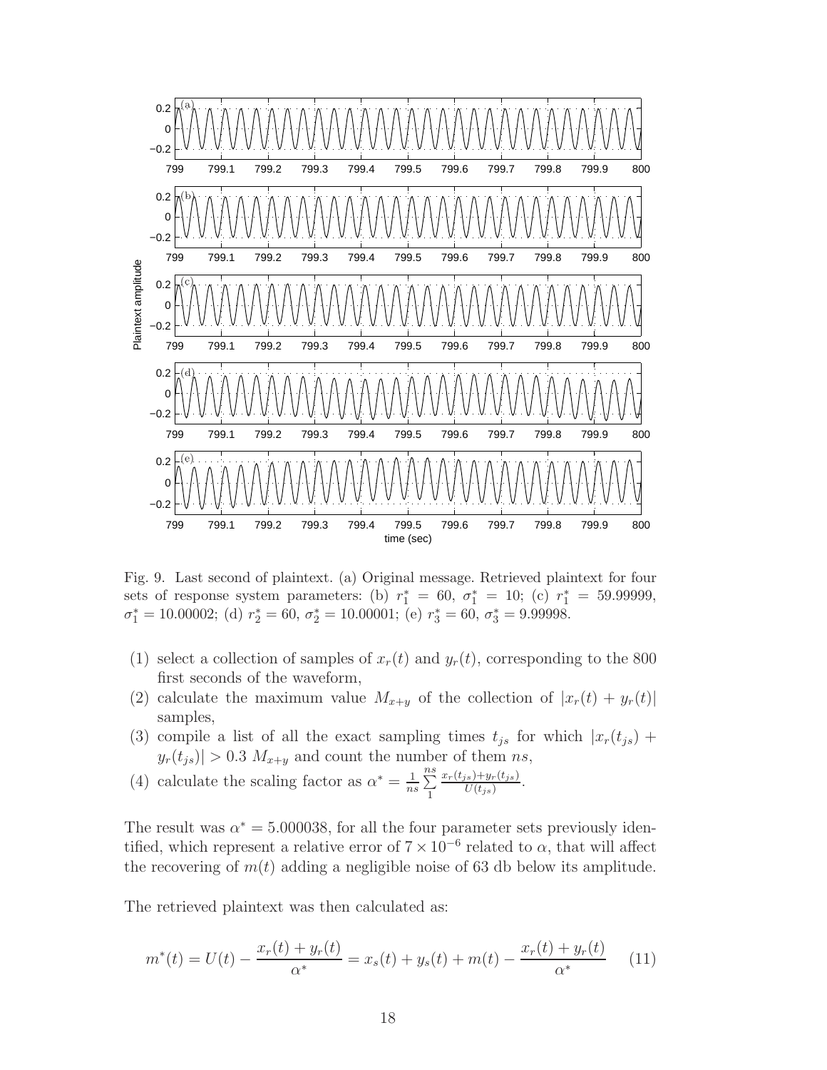Fig. 9. Last second of plaintext. (a) Original message. Retrieved plaintext for four sets of response system parameters: (b) $r_1^* = 60$, $\sigma_1^* = 10$; (c) $r_1^* = 59.99999$, $\sigma_1^* = 10.00002$; (d) $r_2^* = 60$, $\sigma_2^* = 10.00001$; (e) $r_3^* = 60$, $\sigma_3^* = 9.99998$.

(1) select a collection of samples of $x_r(t)$ and $y_r(t)$, corresponding to the 800 first seconds of the waveform,

(2) calculate the maximum value $M_{x+y}$ of the collection of $|x_r(t) + y_r(t)|$ samples,

(3) compile a list of all the exact sampling times $t_{js}$ for which $|x_r(t_{js}) + y_r(t_{js})| > 0.3\ M_{x+y}$ and count the number of them $ns$,

(4) calculate the scaling factor as $\alpha^* = \frac{1}{ns}\sum_{1}^{ns} \frac{x_r(t_{js})+y_r(t_{js})}{U(t_{js})}$.

The result was $\alpha^* = 5.000038$, for all the four parameter sets previously identified, which represent a relative error of $7 \times 10^{-6}$ related to $\alpha$, that will affect the recovering of $m(t)$ adding a negligible noise of 63 db below its amplitude.

The retrieved plaintext was then calculated as:

$$m^*(t) = U(t) - \frac{x_r(t) + y_r(t)}{\alpha^*} = x_s(t) + y_s(t) + m(t) - \frac{x_r(t) + y_r(t)}{\alpha^*} \qquad (11)$$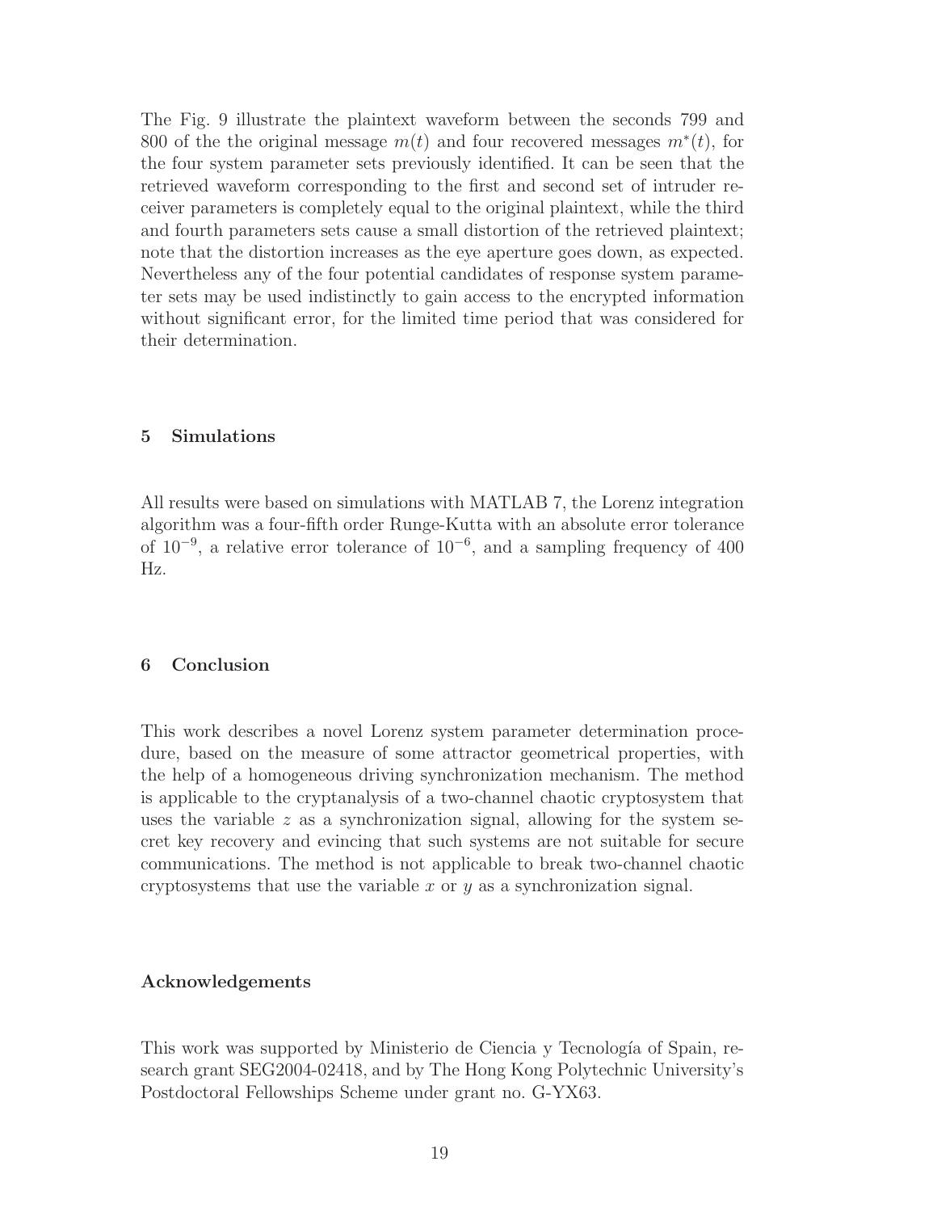The Fig. 9 illustrate the plaintext waveform between the seconds 799 and 800 of the the original message $m(t)$ and four recovered messages $m^*(t)$, for the four system parameter sets previously identified. It can be seen that the retrieved waveform corresponding to the first and second set of intruder receiver parameters is completely equal to the original plaintext, while the third and fourth parameters sets cause a small distortion of the retrieved plaintext; note that the distortion increases as the eye aperture goes down, as expected. Nevertheless any of the four potential candidates of response system parameter sets may be used indistinctly to gain access to the encrypted information without significant error, for the limited time period that was considered for their determination.

## 5 Simulations

All results were based on simulations with MATLAB 7, the Lorenz integration algorithm was a four-fifth order Runge-Kutta with an absolute error tolerance of $10^{-9}$, a relative error tolerance of $10^{-6}$, and a sampling frequency of 400 Hz.

## 6 Conclusion

This work describes a novel Lorenz system parameter determination procedure, based on the measure of some attractor geometrical properties, with the help of a homogeneous driving synchronization mechanism. The method is applicable to the cryptanalysis of a two-channel chaotic cryptosystem that uses the variable $z$ as a synchronization signal, allowing for the system secret key recovery and evincing that such systems are not suitable for secure communications. The method is not applicable to break two-channel chaotic cryptosystems that use the variable $x$ or $y$ as a synchronization signal.

## Acknowledgements

This work was supported by Ministerio de Ciencia y Tecnología of Spain, research grant SEG2004-02418, and by The Hong Kong Polytechnic University's Postdoctoral Fellowships Scheme under grant no. G-YX63.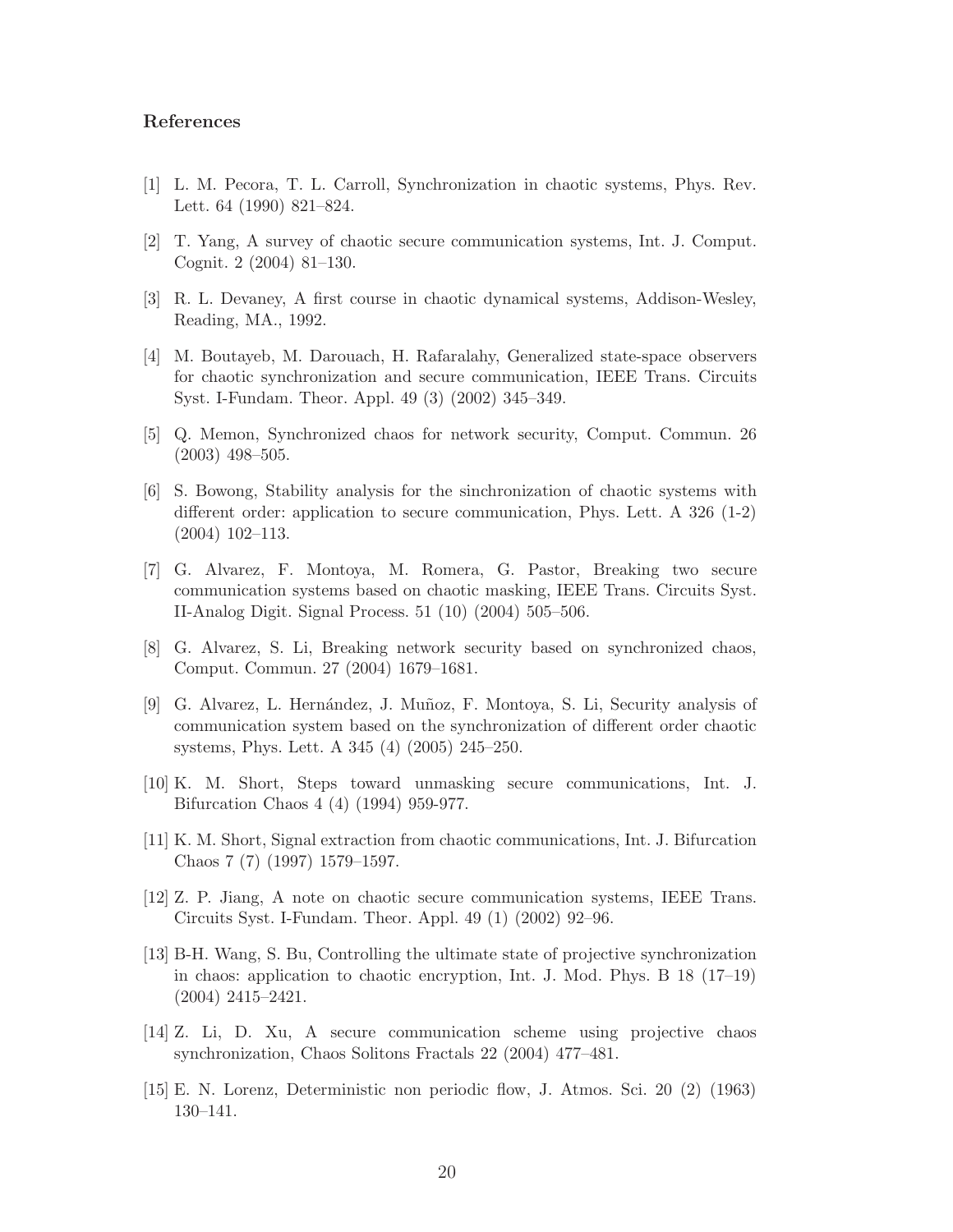## References

[1] L. M. Pecora, T. L. Carroll, Synchronization in chaotic systems, Phys. Rev. Lett. 64 (1990) 821–824.

[2] T. Yang, A survey of chaotic secure communication systems, Int. J. Comput. Cognit. 2 (2004) 81–130.

[3] R. L. Devaney, A first course in chaotic dynamical systems, Addison-Wesley, Reading, MA., 1992.

[4] M. Boutayeb, M. Darouach, H. Rafaralahy, Generalized state-space observers for chaotic synchronization and secure communication, IEEE Trans. Circuits Syst. I-Fundam. Theor. Appl. 49 (3) (2002) 345–349.

[5] Q. Memon, Synchronized chaos for network security, Comput. Commun. 26 (2003) 498–505.

[6] S. Bowong, Stability analysis for the sinchronization of chaotic systems with different order: application to secure communication, Phys. Lett. A 326 (1-2) (2004) 102–113.

[7] G. Alvarez, F. Montoya, M. Romera, G. Pastor, Breaking two secure communication systems based on chaotic masking, IEEE Trans. Circuits Syst. II-Analog Digit. Signal Process. 51 (10) (2004) 505–506.

[8] G. Alvarez, S. Li, Breaking network security based on synchronized chaos, Comput. Commun. 27 (2004) 1679–1681.

[9] G. Alvarez, L. Hernández, J. Muñoz, F. Montoya, S. Li, Security analysis of communication system based on the synchronization of different order chaotic systems, Phys. Lett. A 345 (4) (2005) 245–250.

[10] K. M. Short, Steps toward unmasking secure communications, Int. J. Bifurcation Chaos 4 (4) (1994) 959-977.

[11] K. M. Short, Signal extraction from chaotic communications, Int. J. Bifurcation Chaos 7 (7) (1997) 1579–1597.

[12] Z. P. Jiang, A note on chaotic secure communication systems, IEEE Trans. Circuits Syst. I-Fundam. Theor. Appl. 49 (1) (2002) 92–96.

[13] B-H. Wang, S. Bu, Controlling the ultimate state of projective synchronization in chaos: application to chaotic encryption, Int. J. Mod. Phys. B 18 (17–19) (2004) 2415–2421.

[14] Z. Li, D. Xu, A secure communication scheme using projective chaos synchronization, Chaos Solitons Fractals 22 (2004) 477–481.

[15] E. N. Lorenz, Deterministic non periodic flow, J. Atmos. Sci. 20 (2) (1963) 130–141.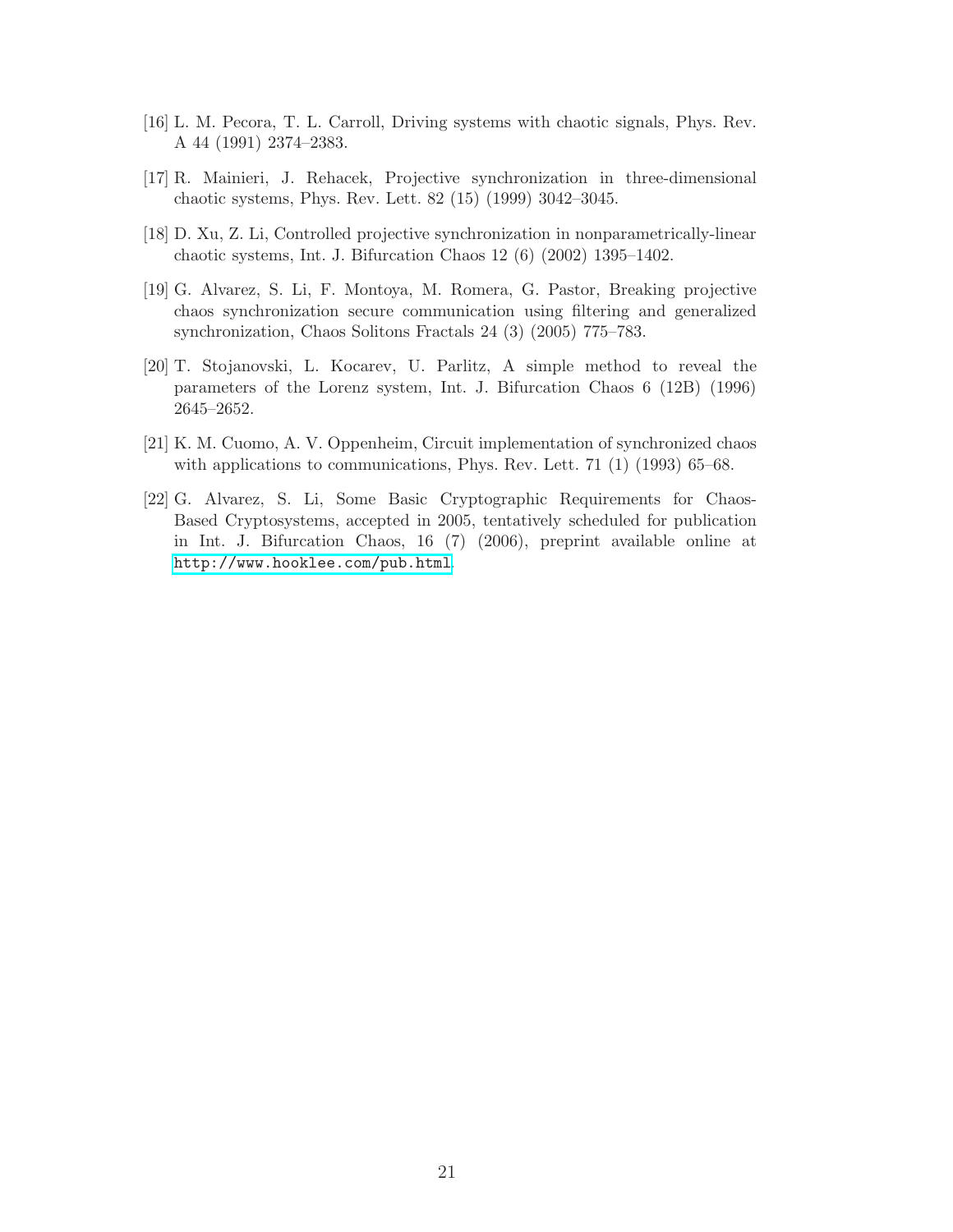[16] L. M. Pecora, T. L. Carroll, Driving systems with chaotic signals, Phys. Rev. A 44 (1991) 2374–2383.

[17] R. Mainieri, J. Rehacek, Projective synchronization in three-dimensional chaotic systems, Phys. Rev. Lett. 82 (15) (1999) 3042–3045.

[18] D. Xu, Z. Li, Controlled projective synchronization in nonparametrically-linear chaotic systems, Int. J. Bifurcation Chaos 12 (6) (2002) 1395–1402.

[19] G. Alvarez, S. Li, F. Montoya, M. Romera, G. Pastor, Breaking projective chaos synchronization secure communication using filtering and generalized synchronization, Chaos Solitons Fractals 24 (3) (2005) 775–783.

[20] T. Stojanovski, L. Kocarev, U. Parlitz, A simple method to reveal the parameters of the Lorenz system, Int. J. Bifurcation Chaos 6 (12B) (1996) 2645–2652.

[21] K. M. Cuomo, A. V. Oppenheim, Circuit implementation of synchronized chaos with applications to communications, Phys. Rev. Lett. 71 (1) (1993) 65–68.

[22] G. Alvarez, S. Li, Some Basic Cryptographic Requirements for Chaos-Based Cryptosystems, accepted in 2005, tentatively scheduled for publication in Int. J. Bifurcation Chaos, 16 (7) (2006), preprint available online at http://www.hooklee.com/pub.html.